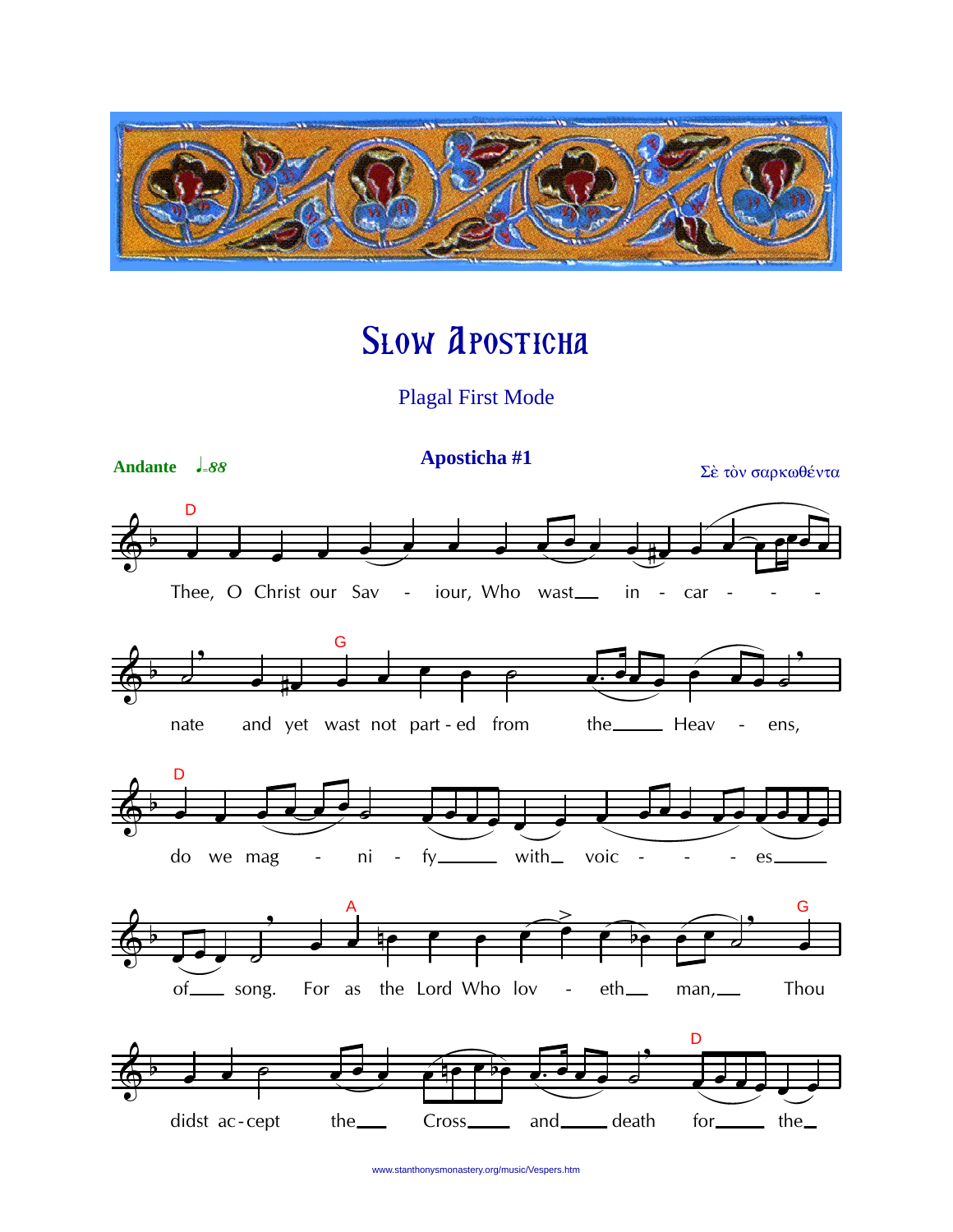# Slow Aposticha

Plagal First Mode

**Andante** ♩=88

## Aposticha #1

Σὲ τὸν σαρκωθέντα

D

Thee, O Christ our Sav - iour, Who wast__ in - car - - -

G

nate and yet wast not part - ed from the____ Heav - ens,

D

do we mag - ni - fy_____ with_ voic - - - es_____

A G

of____ song. For as the Lord Who lov - eth__ man,__ Thou

D

didst ac - cept the___ Cross____ and____ death for_____ the_

www.stanthonysmonastery.org/music/Vespers.htm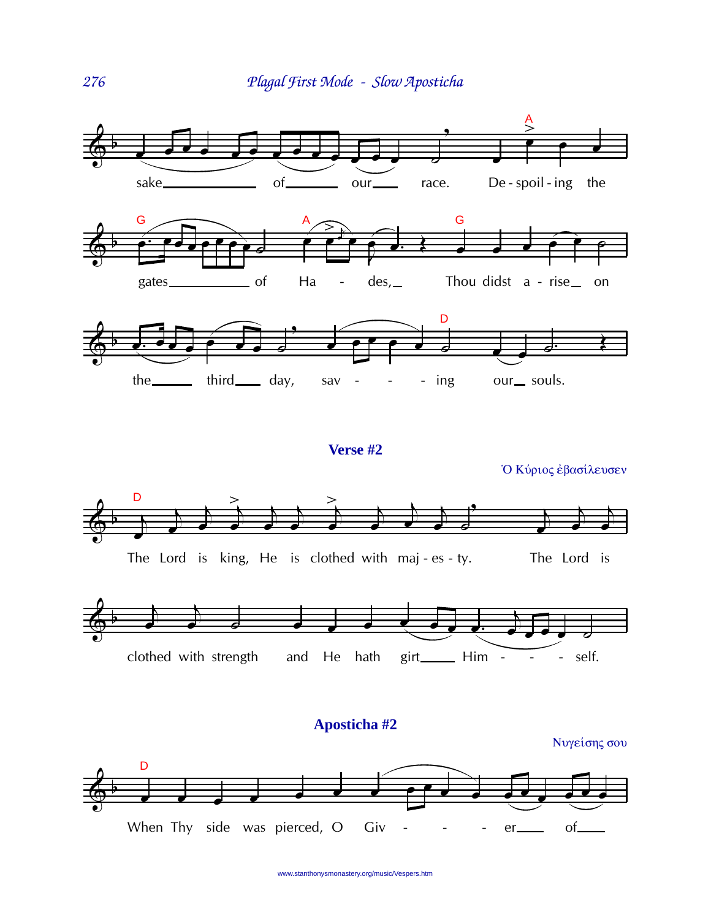sake of our race. De-spoil-ing the gates of Ha-des, Thou didst a-rise on the third day, sav-ing our souls.

## Verse #2

Ὁ Κύριος ἐβασίλευσεν

The Lord is king, He is clothed with maj-es-ty. The Lord is clothed with strength and He hath girt Him-self.

## Aposticha #2

Νυγείσης σου

When Thy side was pierced, O Giv-er of

www.stanthonysmonastery.org/music/Vespers.htm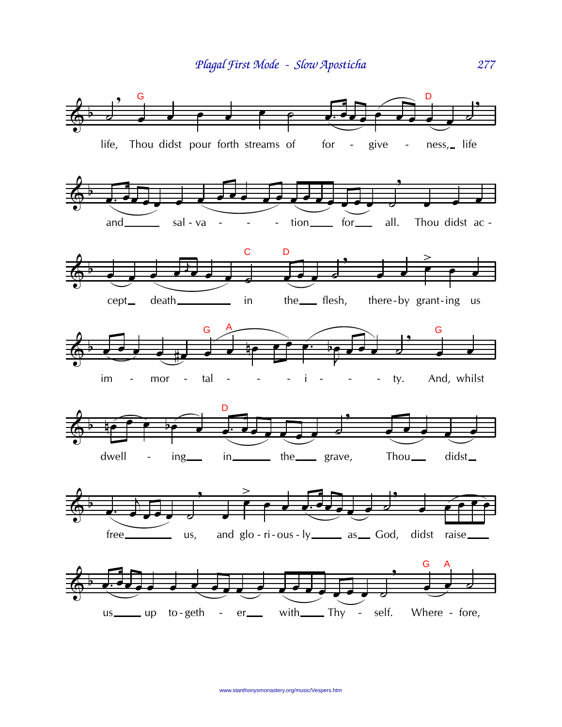life, Thou didst pour forth streams of for - give - ness, life

and sal - va - - - tion for all. Thou didst ac -

cept death in the flesh, there-by grant-ing us

im - mor - tal - - - i - - - ty. And, whilst

dwell - ing in the grave, Thou didst

free us, and glo - ri - ous - ly as God, didst raise

us up to - geth - er with Thy - self. Where - fore,

www.stanthonysmonastery.org/music/Vespers.htm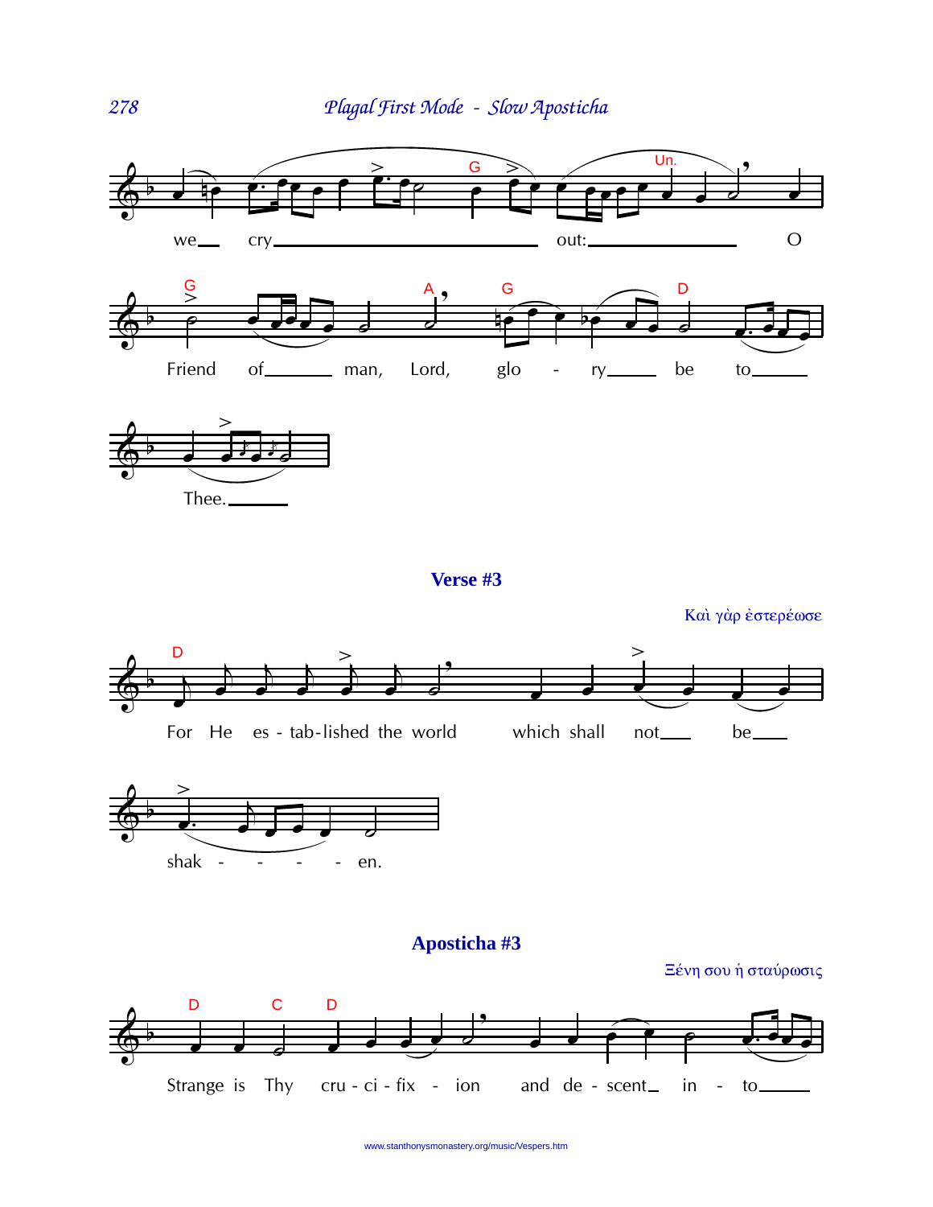we cry out: O Friend of man, Lord, glory be to Thee.

### Verse #3

Καὶ γὰρ ἐστερέωσε

For He established the world which shall not be shaken.

### Apósticha #3

Ξένη σου ἡ σταύρωσις

Strange is Thy crucifixion and descent into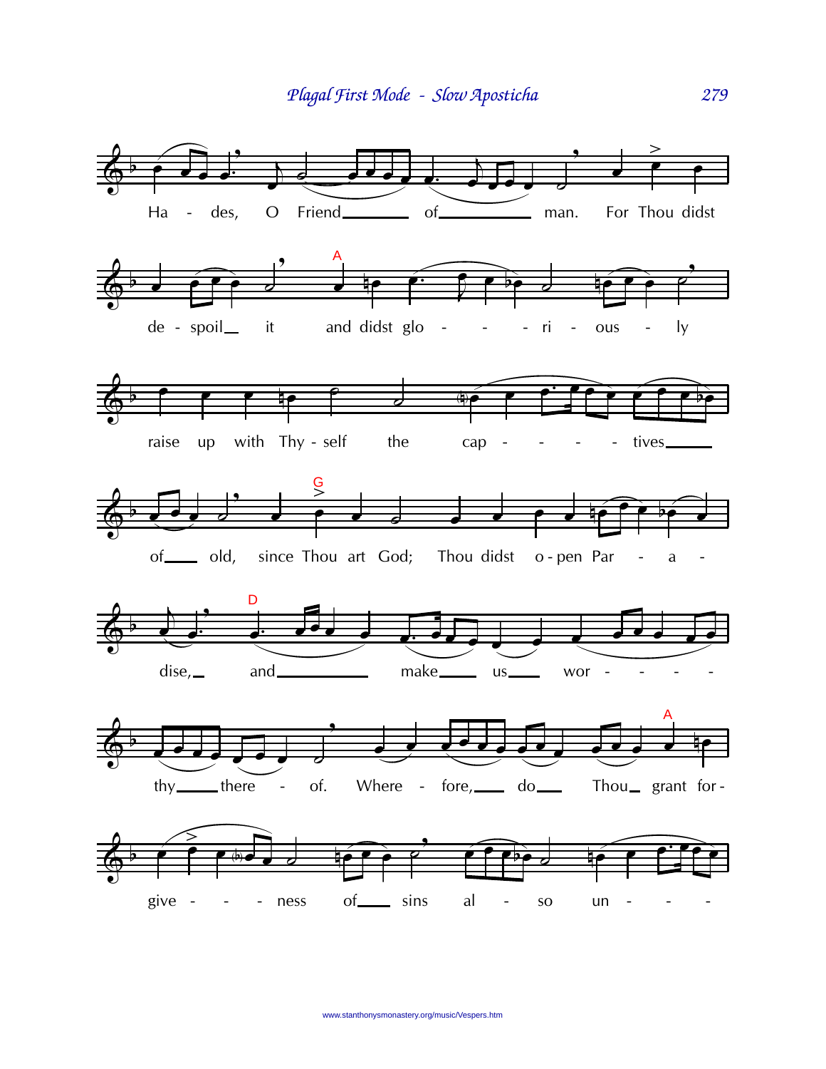Ha - des, O Friend of man. For Thou didst

de - spoil it and didst glo - - - ri - ous - ly

raise up with Thy - self the cap - - - - tives

of old, since Thou art God; Thou didst o - pen Par - a -

dise, and make us wor - - - -

thy there - of. Where - fore, do Thou grant for -

give - - - ness of sins al - so un - - -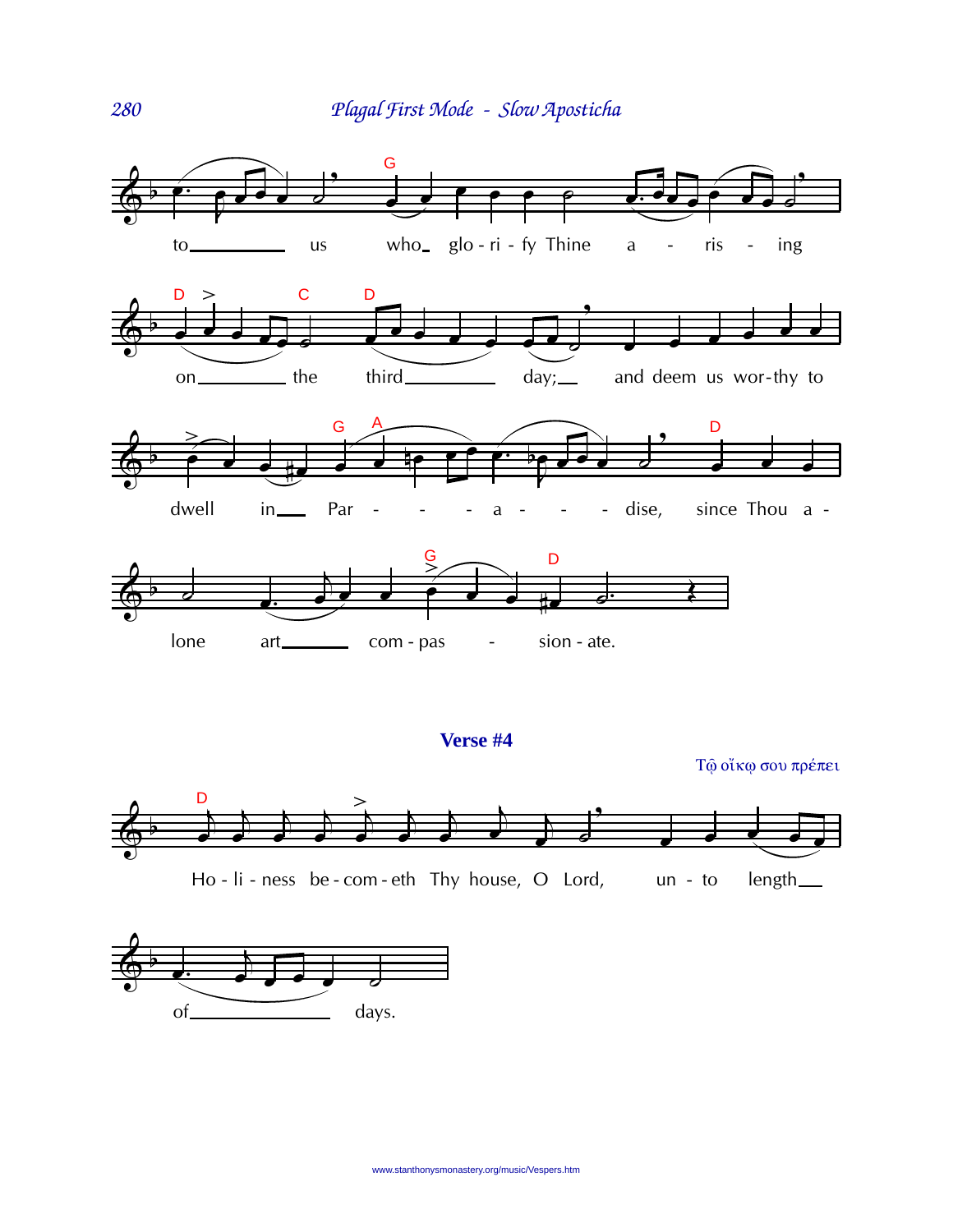to us who glo - ri - fy Thine a - ris - ing

on the third day; and deem us wor-thy to

dwell in Par - - - a - - - dise, since Thou a -

lone art com - pas - sion - ate.

## Verse #4

Τῷ οἴκῳ σου πρέπει

Ho - li - ness be - com - eth Thy house, O Lord, un - to length

of days.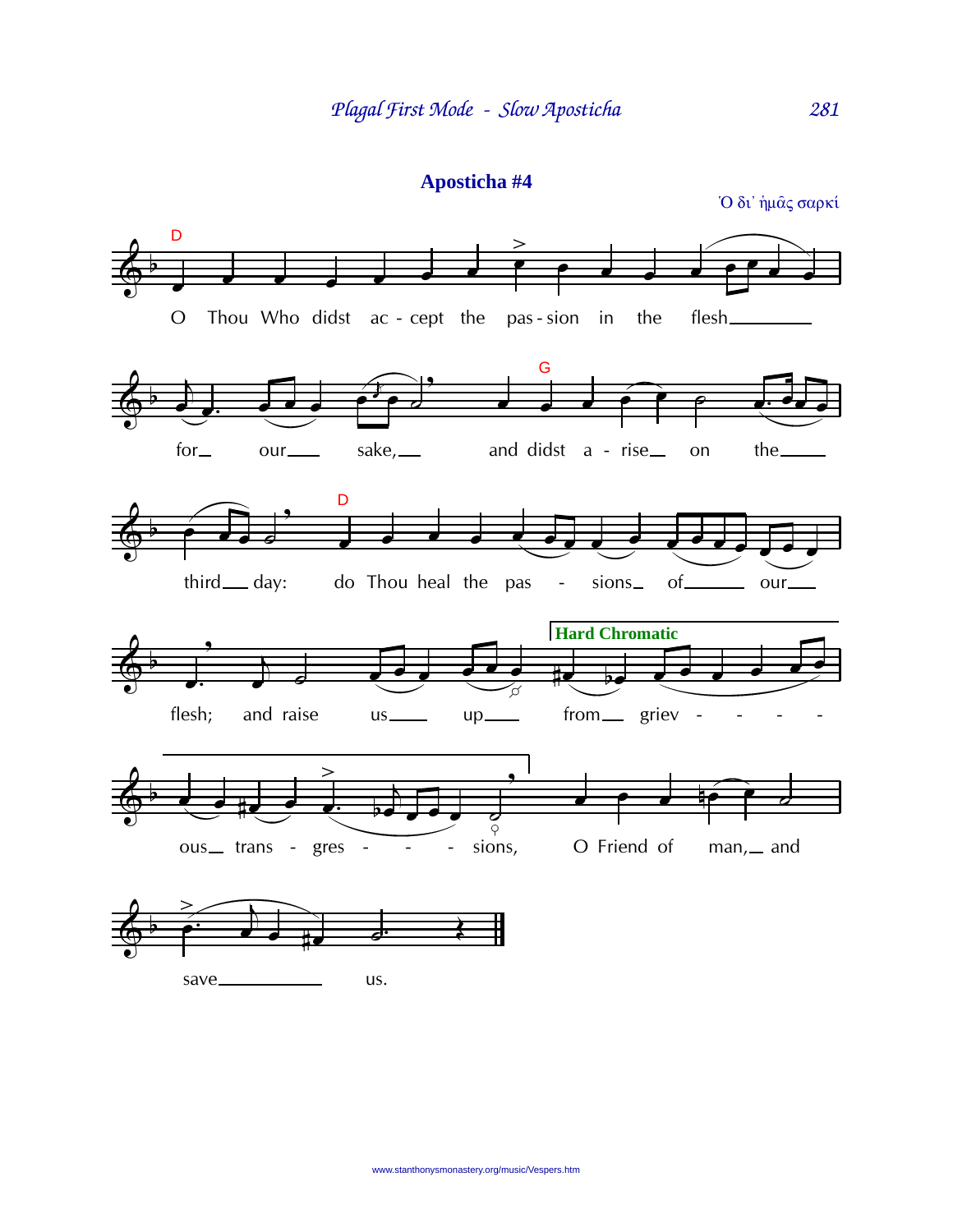## Apósticha #4

Ὁ δι' ἡμᾶς σαρκί

D

O Thou Who didst ac - cept the pas - sion in the flesh\_\_\_\_\_\_\_\_

for\_ our\_\_\_ sake,\_\_\_ G and didst a - rise\_ on the\_\_\_\_

third\_\_ day: D do Thou heal the pas - sions\_ of\_\_\_\_\_ our\_\_\_

flesh; and raise us\_\_\_\_ up\_\_\_\_ **Hard Chromatic** from\_\_ griev - - - -

ous\_ trans - gres - - - sions, O Friend of man,\_ and

save\_\_\_\_\_\_\_\_\_\_ us.